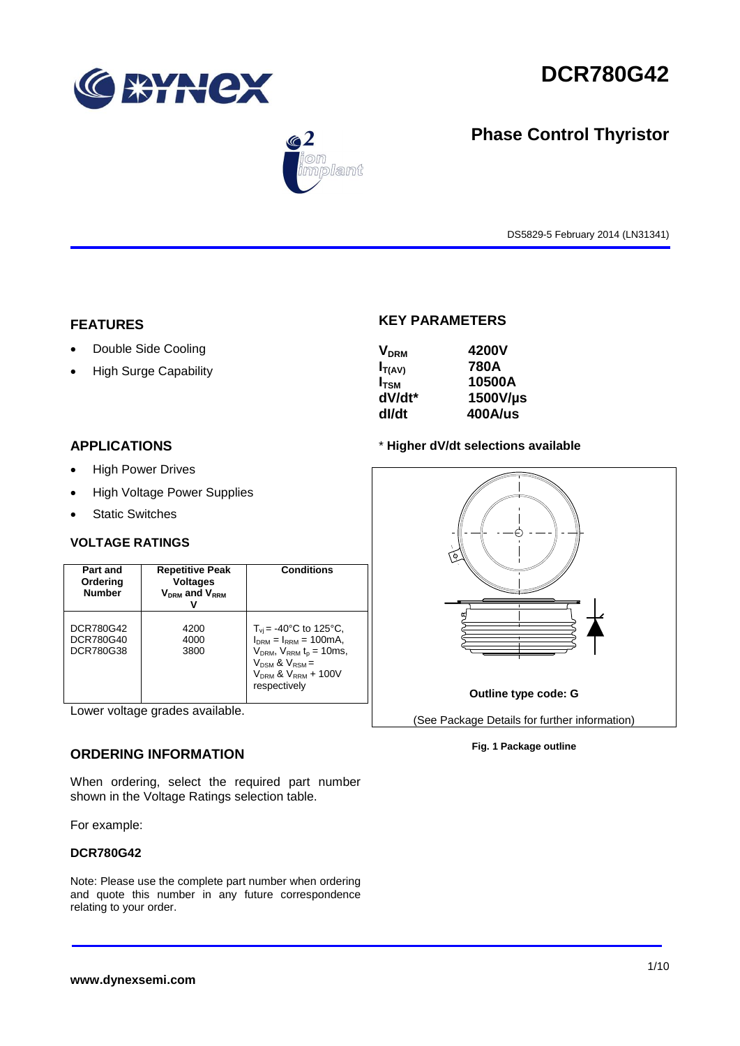# DCR780G42

## Phase Control Thyristor

DS5829-5 February 2014 (LN31341)

## FEATURES

- Double Side Cooling
- High Surge Capability

## KEY PARAMETERS

| | |
|---|---|
| $V_{DRM}$ | 4200V |
| $I_{T(AV)}$ | 780A |
| $I_{TSM}$ | 10500A |
| dV/dt* | 1500V/µs |
| dI/dt | 400A/us |

**\* Higher dV/dt selections available**

## APPLICATIONS

- High Power Drives
- High Voltage Power Supplies
- Static Switches

## VOLTAGE RATINGS

| Part and Ordering Number | Repetitive Peak Voltages $V_{DRM}$ and $V_{RRM}$ V | Conditions |
|---|---|---|
| DCR780G42<br>DCR780G40<br>DCR780G38 | 4200<br>4000<br>3800 | $T_{vj}$ = -40°C to 125°C, $I_{DRM}$ = $I_{RRM}$ = 100mA, $V_{DRM}$, $V_{RRM}$ $t_p$ = 10ms, $V_{DSM}$ & $V_{RSM}$ = $V_{DRM}$ & $V_{RRM}$ + 100V respectively |

Lower voltage grades available.

Outline type code: G

(See Package Details for further information)

**Fig. 1 Package outline**

## ORDERING INFORMATION

When ordering, select the required part number shown in the Voltage Ratings selection table.

For example:

**DCR780G42**

Note: Please use the complete part number when ordering and quote this number in any future correspondence relating to your order.

**www.dynexsemi.com**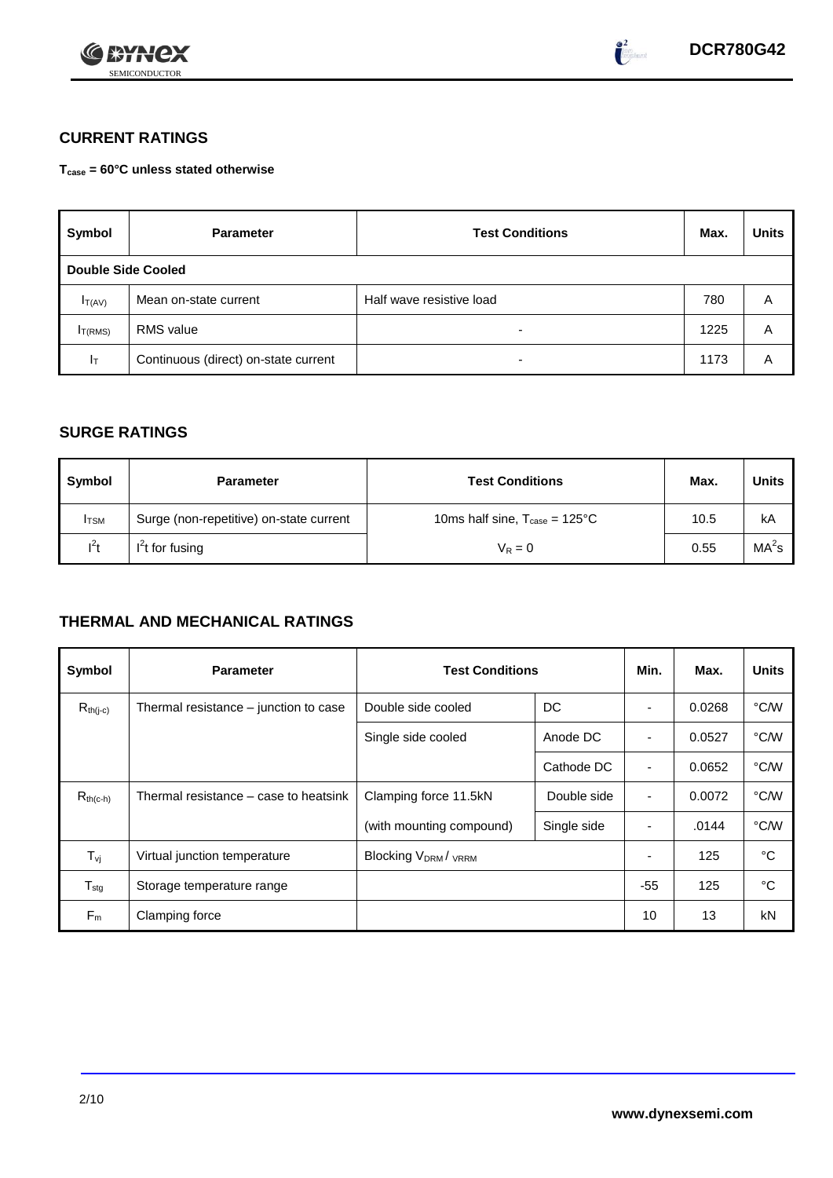## CURRENT RATINGS

**$T_{case}$ = 60°C unless stated otherwise**

| Symbol | Parameter | Test Conditions | Max. | Units |
|---|---|---|---|---|
| **Double Side Cooled** | | | | |
| $I_{T(AV)}$ | Mean on-state current | Half wave resistive load | 780 | A |
| $I_{T(RMS)}$ | RMS value | - | 1225 | A |
| $I_T$ | Continuous (direct) on-state current | - | 1173 | A |

## SURGE RATINGS

| Symbol | Parameter | Test Conditions | Max. | Units |
|---|---|---|---|---|
| $I_{TSM}$ | Surge (non-repetitive) on-state current | 10ms half sine, $T_{case}$ = 125°C | 10.5 | kA |
| $I^2t$ | $I^2t$ for fusing | $V_R = 0$ | 0.55 | $MA^2s$ |

## THERMAL AND MECHANICAL RATINGS

| Symbol | Parameter | Test Conditions | | Min. | Max. | Units |
|---|---|---|---|---|---|---|
| $R_{th(j-c)}$ | Thermal resistance – junction to case | Double side cooled | DC | - | 0.0268 | °C/W |
| | | Single side cooled | Anode DC | - | 0.0527 | °C/W |
| | | | Cathode DC | - | 0.0652 | °C/W |
| $R_{th(c-h)}$ | Thermal resistance – case to heatsink | Clamping force 11.5kN | Double side | - | 0.0072 | °C/W |
| | | (with mounting compound) | Single side | - | .0144 | °C/W |
| $T_{vj}$ | Virtual junction temperature | Blocking $V_{DRM}$ / $V_{RRM}$ | | - | 125 | °C |
| $T_{stg}$ | Storage temperature range | | | -55 | 125 | °C |
| $F_m$ | Clamping force | | | 10 | 13 | kN |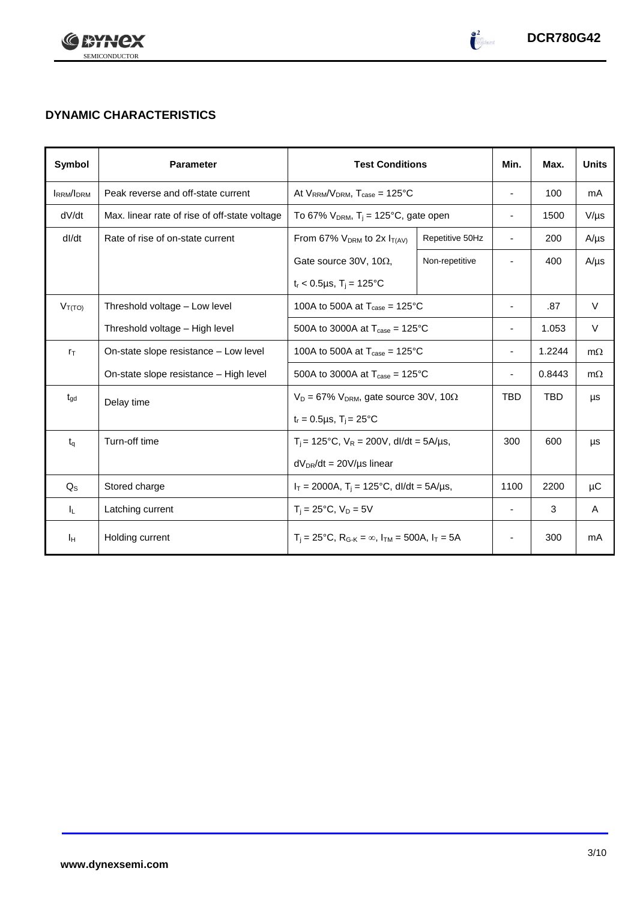## DYNAMIC CHARACTERISTICS

| Symbol | Parameter | Test Conditions | | Min. | Max. | Units |
|---|---|---|---|---|---|---|
| $I_{RRM}/I_{DRM}$ | Peak reverse and off-state current | At $V_{RRM}/V_{DRM}$, $T_{case}$ = 125°C | | - | 100 | mA |
| dV/dt | Max. linear rate of rise of off-state voltage | To 67% $V_{DRM}$, $T_j$ = 125°C, gate open | | - | 1500 | V/µs |
| dI/dt | Rate of rise of on-state current | From 67% $V_{DRM}$ to 2x $I_{T(AV)}$ | Repetitive 50Hz | - | 200 | A/µs |
| | | Gate source 30V, 10Ω, | Non-repetitive | - | 400 | A/µs |
| | | $t_r$ < 0.5µs, $T_j$ = 125°C | | | | |
| $V_{T(TO)}$ | Threshold voltage – Low level | 100A to 500A at $T_{case}$ = 125°C | | - | .87 | V |
| | Threshold voltage – High level | 500A to 3000A at $T_{case}$ = 125°C | | - | 1.053 | V |
| $r_T$ | On-state slope resistance – Low level | 100A to 500A at $T_{case}$ = 125°C | | - | 1.2244 | mΩ |
| | On-state slope resistance – High level | 500A to 3000A at $T_{case}$ = 125°C | | - | 0.8443 | mΩ |
| $t_{gd}$ | Delay time | $V_D$ = 67% $V_{DRM}$, gate source 30V, 10Ω | | TBD | TBD | µs |
| | | $t_r$ = 0.5µs, $T_j$ = 25°C | | | | |
| $t_q$ | Turn-off time | $T_j$ = 125°C, $V_R$ = 200V, dI/dt = 5A/µs, | | 300 | 600 | µs |
| | | $dV_{DR}/dt$ = 20V/µs linear | | | | |
| $Q_S$ | Stored charge | $I_T$ = 2000A, $T_j$ = 125°C, dI/dt = 5A/µs, | | 1100 | 2200 | µC |
| $I_L$ | Latching current | $T_j$ = 25°C, $V_D$ = 5V | | - | 3 | A |
| $I_H$ | Holding current | $T_j$ = 25°C, $R_{G-K}$ = ∞, $I_{TM}$ = 500A, $I_T$ = 5A | | - | 300 | mA |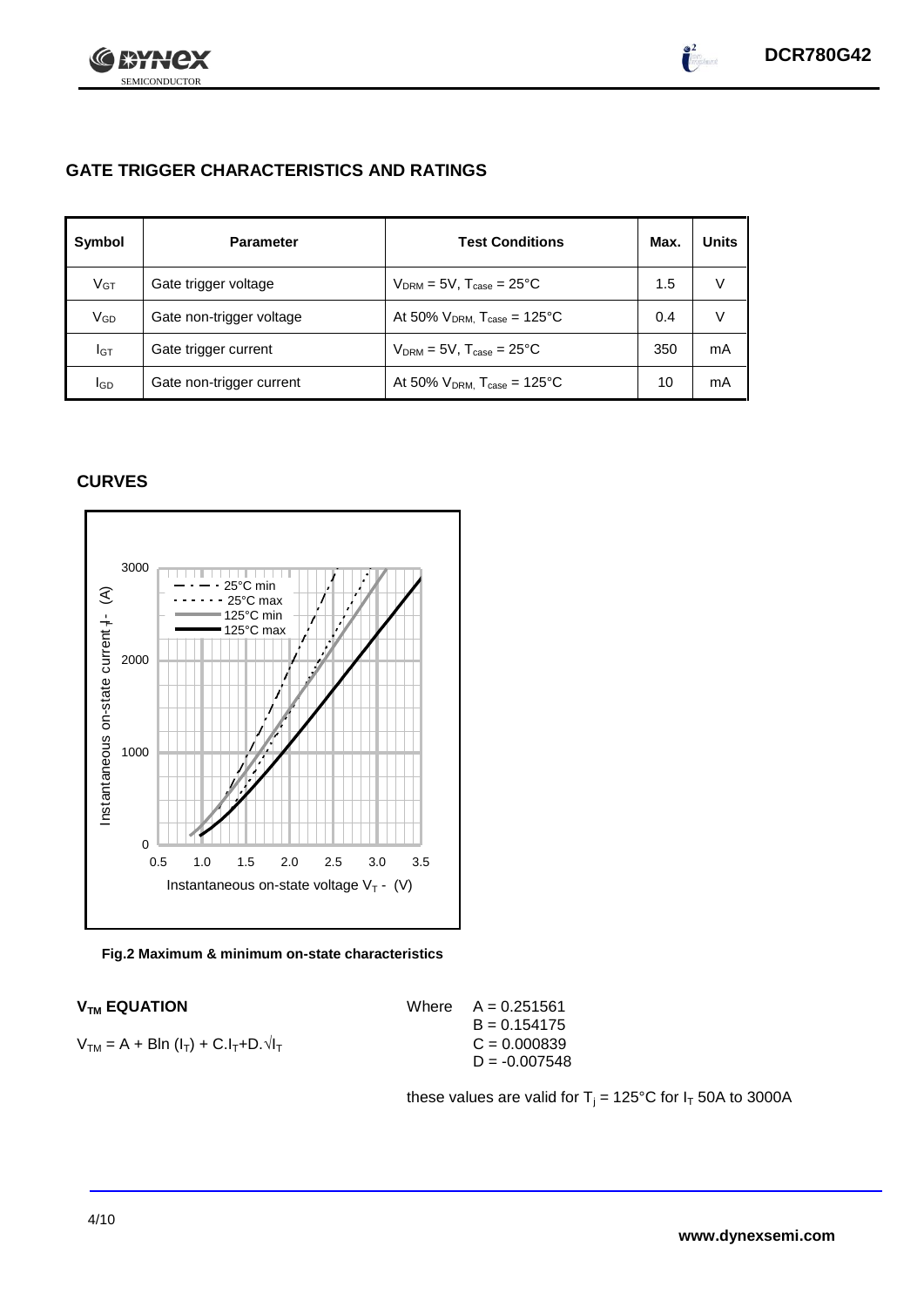## GATE TRIGGER CHARACTERISTICS AND RATINGS

| Symbol | Parameter | Test Conditions | Max. | Units |
|---|---|---|---|---|
| $V_{GT}$ | Gate trigger voltage | $V_{DRM} = 5V$, $T_{case} = 25°C$ | 1.5 | V |
| $V_{GD}$ | Gate non-trigger voltage | At 50% $V_{DRM}$, $T_{case} = 125°C$ | 0.4 | V |
| $I_{GT}$ | Gate trigger current | $V_{DRM} = 5V$, $T_{case} = 25°C$ | 350 | mA |
| $I_{GD}$ | Gate non-trigger current | At 50% $V_{DRM}$, $T_{case} = 125°C$ | 10 | mA |

## CURVES

3000
2000
1000
0
0.5 1.0 1.5 2.0 2.5 3.0 3.5

25°C min
25°C max
125°C min
125°C max

Instantaneous on-state current $I_T$ - (A)

Instantaneous on-state voltage $V_T$ - (V)

**Fig.2 Maximum & minimum on-state characteristics**

### $V_{TM}$ EQUATION

$V_{TM} = A + B\ln(I_T) + C.I_T + D.\sqrt{I_T}$

Where $A = 0.251561$
$B = 0.154175$
$C = 0.000839$
$D = -0.007548$

these values are valid for $T_j = 125°C$ for $I_T$ 50A to 3000A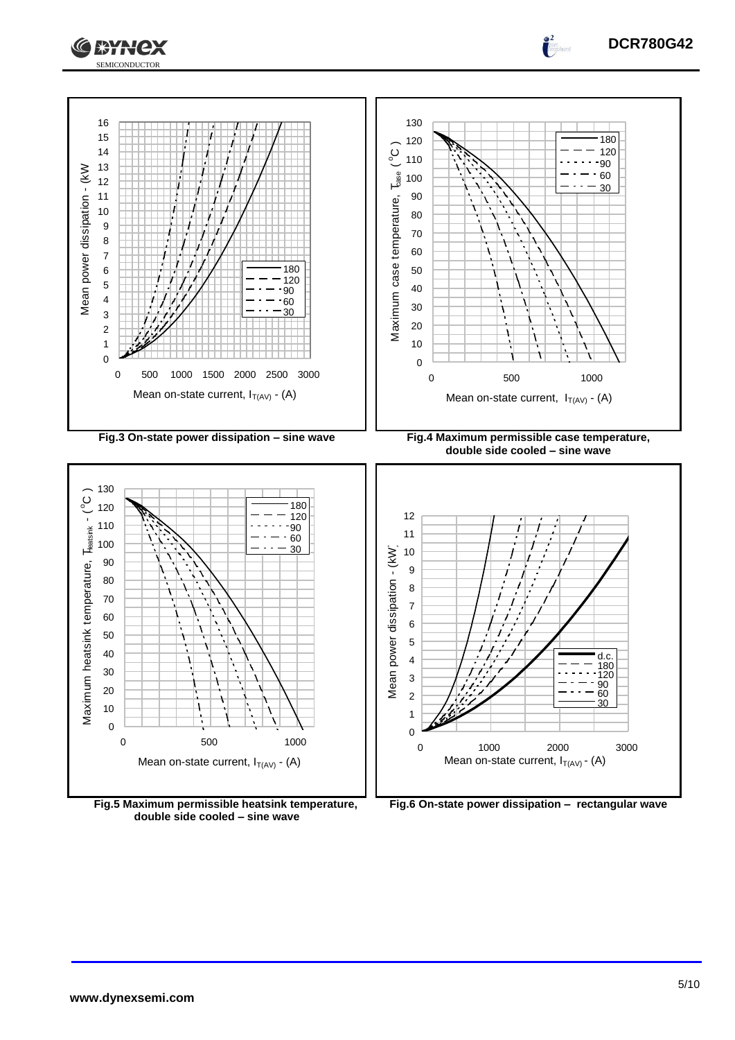16
15
14
13
12
11
10
9
8
7
6
5
4
3
2
1
0

Mean power dissipation - (kW

0 500 1000 1500 2000 2500 3000

Mean on-state current, $I_{T(AV)}$ - (A)

180
120
90
60
30

**Fig.3 On-state power dissipation – sine wave**

130
120
110
100
90
80
70
60
50
40
30
20
10
0

Maximum case temperature, $T_{case}$ ( °C )

0 500 1000

Mean on-state current, $I_{T(AV)}$ - (A)

180
120
90
60
30

**Fig.4 Maximum permissible case temperature, double side cooled – sine wave**

130
120
110
100
90
80
70
60
50
40
30
20
10
0

Maximum heatsink temperature, $T_{Heatsink}$ - (°C )

0 500 1000

Mean on-state current, $I_{T(AV)}$ - (A)

180
120
90
60
30

**Fig.5 Maximum permissible heatsink temperature, double side cooled – sine wave**

12
11
10
9
8
7
6
5
4
3
2
1
0

Mean power dissipation - (kW)

0 1000 2000 3000

Mean on-state current, $I_{T(AV)}$ - (A)

d.c.
180
120
90
60
30

**Fig.6 On-state power dissipation – rectangular wave**

**www.dynexsemi.com**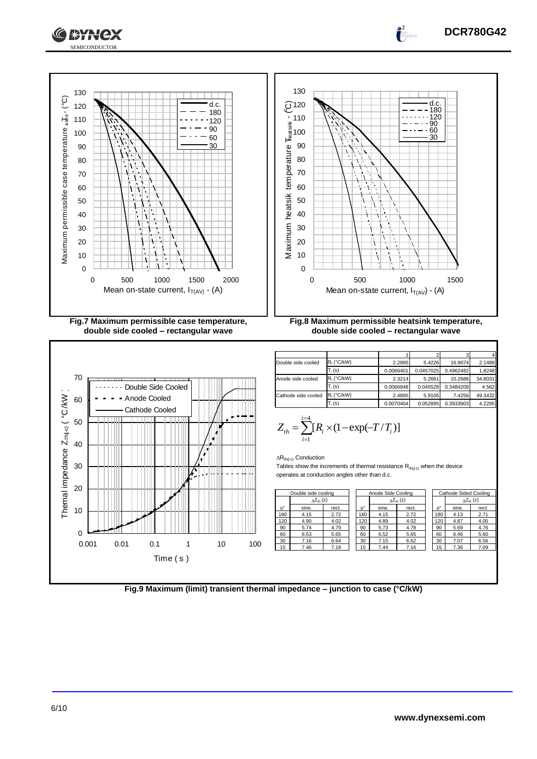130
120
110
100
90
80
70
60
50
40
30
20
10
0

0 500 1000 1500 2000

Maximum permissible case temperature, $T_{case}$ - (°C)

Mean on-state current, $I_{T(AV)}$ - (A)

d.c.
180
120
90
60
30

**Fig.7 Maximum permissible case temperature, double side cooled – rectangular wave**

130
120
110
100
90
80
70
60
50
40
30
20
10
0

0 500 1000 1500

Maximum heatsink temperature $T_{heatsink}$ - (°C)

Mean on-state current, $I_{T(AV)}$ - (A)

d.c.
180
120
90
60
30

**Fig.8 Maximum permissible heatsink temperature, double side cooled – rectangular wave**

70
60
50
40
30
20
10
0

0.001 0.01 0.1 1 10 100

Thermal impedance $Z_{th(j-c)}$ ( °C/kW )

Time ( s )

Double Side Cooled
Anode Cooled
Cathode Cooled

| | | 1 | 2 | 3 | 4 |
|---|---|---|---|---|---|
| Double side cooled | $R_i$ (°C/kW) | 2.2995 | 5.4226 | 16.9074 | 2.1488 |
| | $T_i$ (s) | 0.0066401 | 0.0457025 | 0.4962482 | 1.8248 |
| Anode side cooled | $R_i$ (°C/kW) | 2.3214 | 5.2661 | 10.2686 | 34.8031 |
| | $T_i$ (s) | 0.0066948 | 0.045528 | 0.3484209 | 4.582 |
| Cathode side cooled | $R_i$ (°C/kW) | 2.4895 | 5.9105 | 7.4256 | 49.3432 |
| | $T_i$ (s) | 0.0070404 | 0.052895 | 0.3933903 | 4.2295 |

$$Z_{th} = \sum_{i=1}^{i=4} [R_i \times (1 - \exp(-T / T_i)]$$

$\Delta R_{th(j-c)}$ Conduction

Tables show the increments of thermal resistance $R_{th(j-c)}$ when the device operates at conduction angles other than d.c.

| Double side cooling | | |
|---|---|---|
| | $\Delta Z_{th}$ (z) | |
| θ° | sine. | rect. |
| 180 | 4.15 | 2.72 |
| 120 | 4.90 | 4.02 |
| 90 | 5.74 | 4.79 |
| 60 | 6.53 | 5.65 |
| 30 | 7.16 | 6.64 |
| 15 | 7.46 | 7.18 |

| Anode Side Cooling | | |
|---|---|---|
| | $\Delta Z_{th}$ (z) | |
| θ° | sine. | rect. |
| 180 | 4.15 | 2.72 |
| 120 | 4.89 | 4.02 |
| 90 | 5.73 | 4.78 |
| 60 | 6.52 | 5.65 |
| 30 | 7.15 | 6.62 |
| 15 | 7.44 | 7.16 |

| Cathode Sided Cooling | | |
|---|---|---|
| | $\Delta Z_{th}$ (z) | |
| θ° | sine. | rect. |
| 180 | 4.13 | 2.71 |
| 120 | 4.87 | 4.00 |
| 90 | 5.69 | 4.76 |
| 60 | 6.46 | 5.60 |
| 30 | 7.07 | 6.56 |
| 15 | 7.36 | 7.09 |

**Fig.9 Maximum (limit) transient thermal impedance – junction to case (°C/kW)**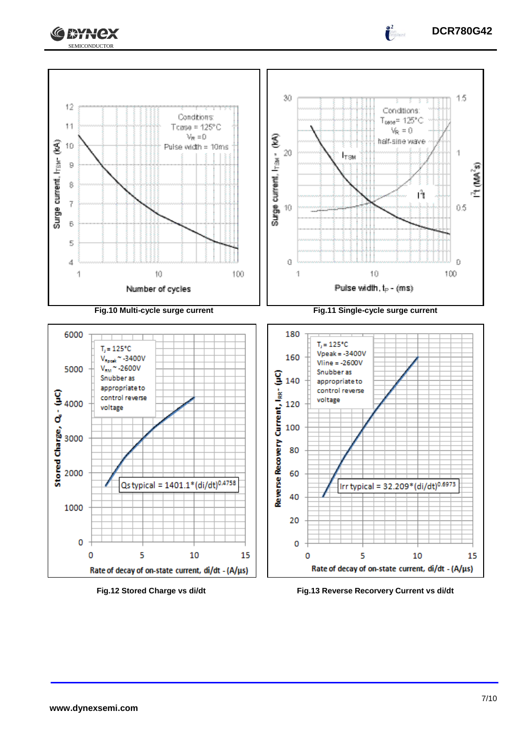Conditions:
Tcase = 125°C
$V_R$ = 0
Pulse width = 10ms

12
11
10
9
8
7
6
5
4

1
10
100

Surge current, $I_{TSM}$ - (kA)

Number of cycles

**Fig.10 Multi-cycle surge current**

Conditions:
$T_{case}$ = 125°C
$V_R$ = 0
half-sine wave

$I_{TSM}$

$I^2t$

30
20
10
0

1.5
1
0.5
0

1
10
100

Surge current, $I_{TSM}$ - (kA)

$I^2t$ (MA$^2$s)

Pulse width, $t_P$ - (ms)

**Fig.11 Single-cycle surge current**

$T_j$ = 125°C
$V_{Rpeak}$ ~ -3400V
$V_{RM}$ ~ -2600V
Snubber as appropriate to control reverse voltage

Qs typical = 1401.1*(di/dt)$^{0.4758}$

6000
5000
4000
3000
2000
1000
0

0
5
10
15

Stored Charge, $Q_s$ - (μC)

Rate of decay of on-state current, di/dt - (A/μs)

**Fig.12 Stored Charge vs di/dt**

$T_j$ = 125°C
Vpeak = -3400V
Vline = -2600V
Snubber as appropriate to control reverse voltage

Irr typical = 32.209*(di/dt)$^{0.6973}$

180
160
140
120
100
80
60
40
20
0

0
5
10
15

Reverse Recovery Current, $I_{RR}$ - (μC)

Rate of decay of on-state current, di/dt - (A/μs)

**Fig.13 Reverse Recorvery Current vs di/dt**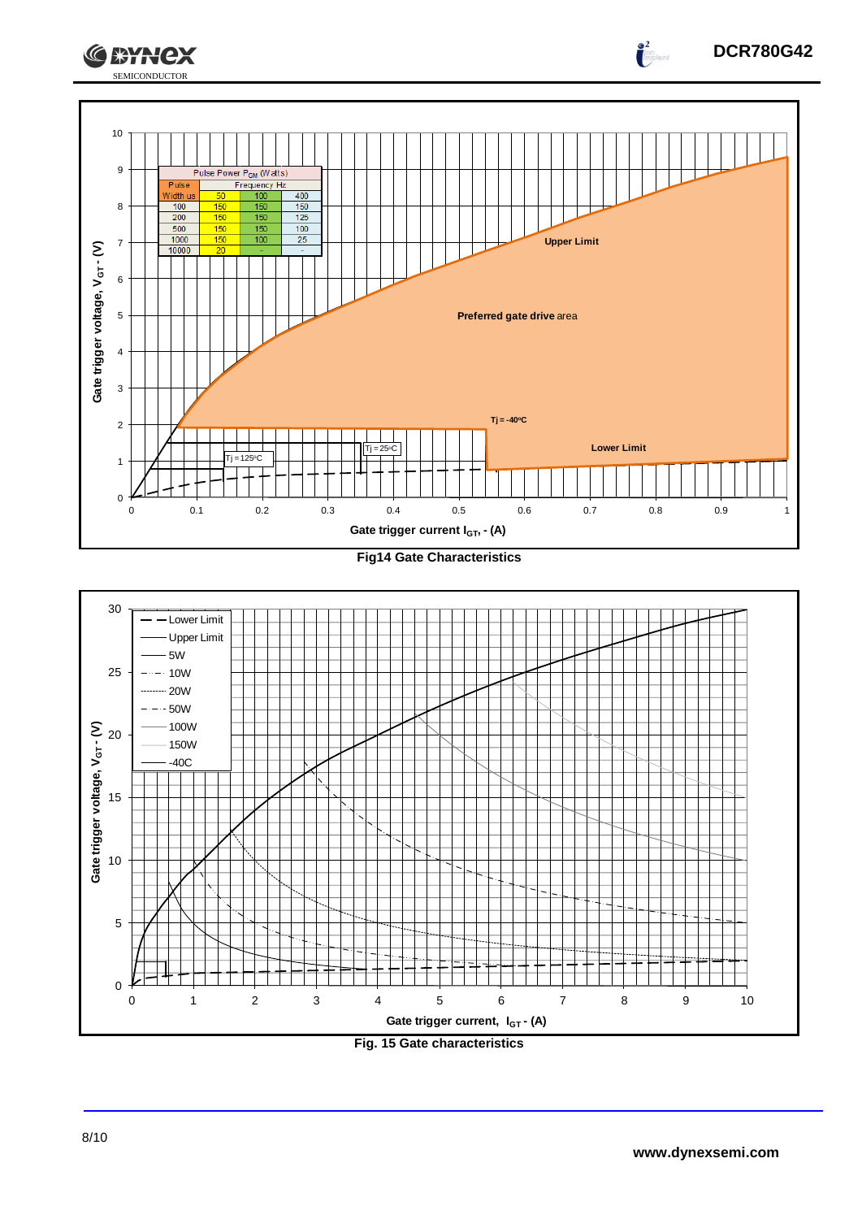Pulse Power $P_{GM}$ (Watts)

| Pulse Width us | Frequency Hz 50 | 100 | 400 |
|---|---|---|---|
| 100 | 150 | 150 | 150 |
| 200 | 150 | 150 | 125 |
| 500 | 150 | 150 | 100 |
| 1000 | 150 | 100 | 25 |
| 10000 | 20 | - | - |

Upper Limit

Preferred gate drive area

Tj = -40ºC

Lower Limit

Tj = 25ºC

Tj = 125ºC

Gate trigger voltage, $V_{GT}$ - (V)

Gate trigger current $I_{GT}$, - (A)

0
1
2
3
4
5
6
7
8
9
10

0
0.1
0.2
0.3
0.4
0.5
0.6
0.7
0.8
0.9
1

**Fig14 Gate Characteristics**

Lower Limit
Upper Limit
5W
10W
20W
50W
100W
150W
-40C

Gate trigger voltage, $V_{GT}$ - (V)

Gate trigger current, $I_{GT}$ - (A)

0
5
10
15
20
25
30

0
1
2
3
4
5
6
7
8
9
10

**Fig. 15 Gate characteristics**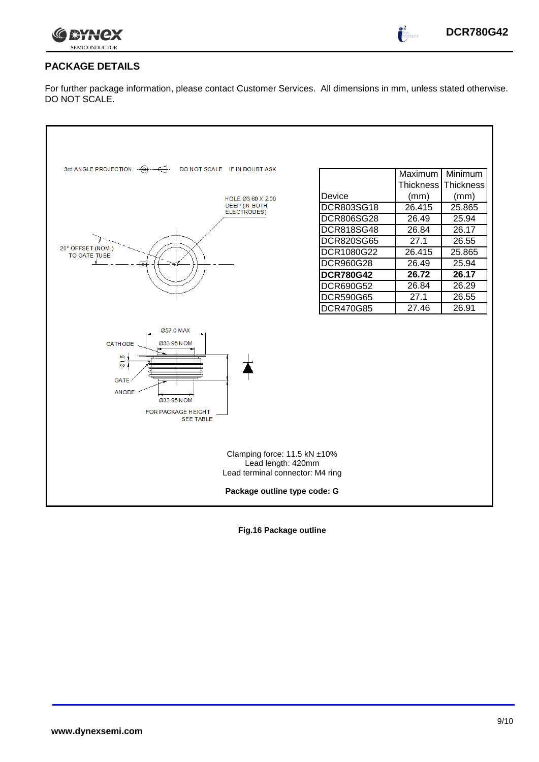## PACKAGE DETAILS

For further package information, please contact Customer Services. All dimensions in mm, unless stated otherwise. DO NOT SCALE.

3rd ANGLE PROJECTION    DO NOT SCALE    IF IN DOUBT ASK

HOLE Ø3.60 X 2.00 DEEP (IN BOTH ELECTRODES)

20° OFFSET (NOM.) TO GATE TUBE

Ø57.0 MAX

Ø33.95 NOM

CATHODE

Ø1.5

GATE

ANODE

Ø33.95 NOM

FOR PACKAGE HEIGHT SEE TABLE

| Device | Maximum Thickness (mm) | Minimum Thickness (mm) |
|---|---|---|
| DCR803SG18 | 26.415 | 25.865 |
| DCR806SG28 | 26.49 | 25.94 |
| DCR818SG48 | 26.84 | 26.17 |
| DCR820SG65 | 27.1 | 26.55 |
| DCR1080G22 | 26.415 | 25.865 |
| DCR960G28 | 26.49 | 25.94 |
| **DCR780G42** | **26.72** | **26.17** |
| DCR690G52 | 26.84 | 26.29 |
| DCR590G65 | 27.1 | 26.55 |
| DCR470G85 | 27.46 | 26.91 |

Clamping force: 11.5 kN ±10%
Lead length: 420mm
Lead terminal connector: M4 ring

**Package outline type code: G**

**Fig.16 Package outline**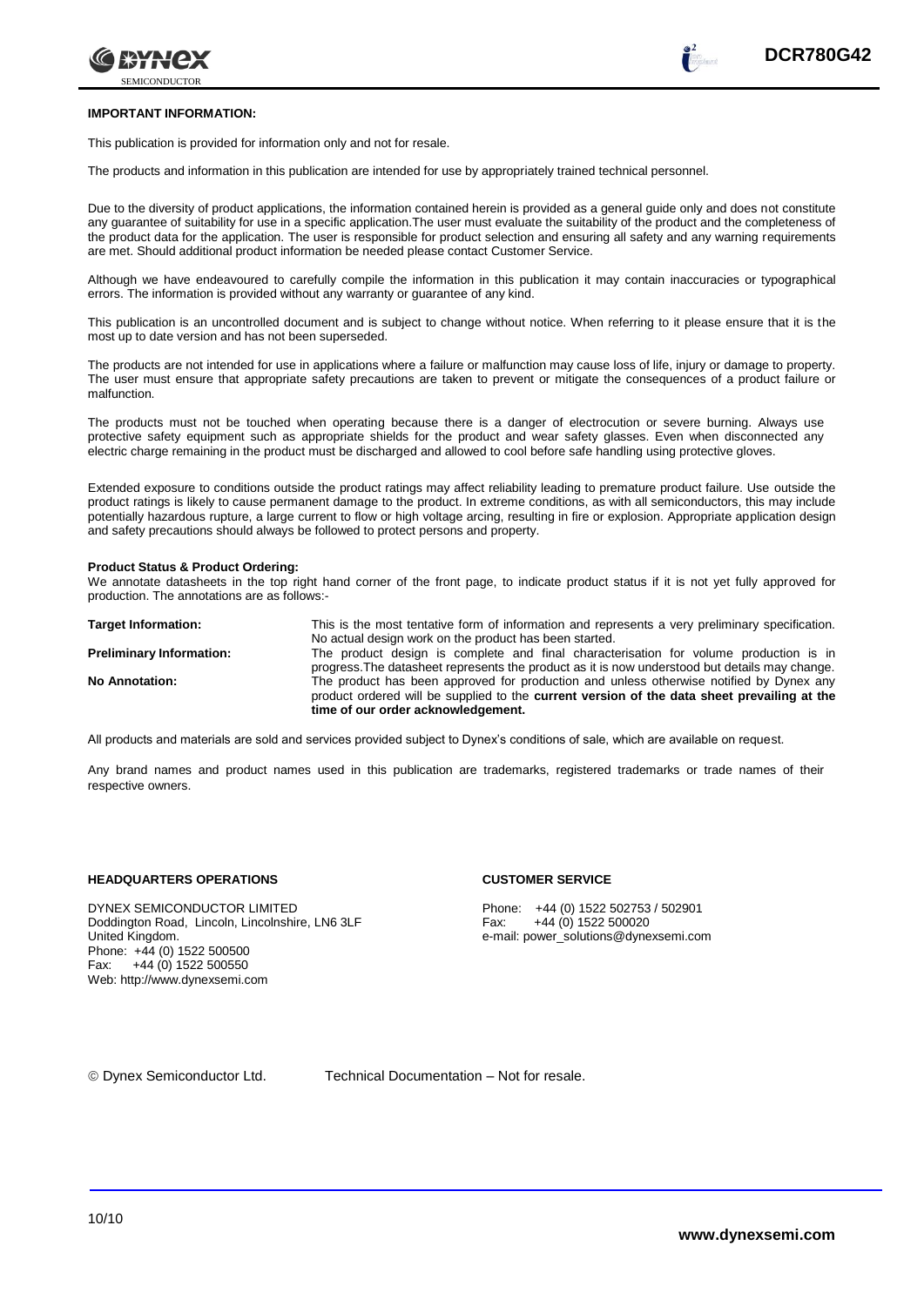**IMPORTANT INFORMATION:**

This publication is provided for information only and not for resale.

The products and information in this publication are intended for use by appropriately trained technical personnel.

Due to the diversity of product applications, the information contained herein is provided as a general guide only and does not constitute any guarantee of suitability for use in a specific application.The user must evaluate the suitability of the product and the completeness of the product data for the application. The user is responsible for product selection and ensuring all safety and any warning requirements are met. Should additional product information be needed please contact Customer Service.

Although we have endeavoured to carefully compile the information in this publication it may contain inaccuracies or typographical errors. The information is provided without any warranty or guarantee of any kind.

This publication is an uncontrolled document and is subject to change without notice. When referring to it please ensure that it is the most up to date version and has not been superseded.

The products are not intended for use in applications where a failure or malfunction may cause loss of life, injury or damage to property. The user must ensure that appropriate safety precautions are taken to prevent or mitigate the consequences of a product failure or malfunction.

The products must not be touched when operating because there is a danger of electrocution or severe burning. Always use protective safety equipment such as appropriate shields for the product and wear safety glasses. Even when disconnected any electric charge remaining in the product must be discharged and allowed to cool before safe handling using protective gloves.

Extended exposure to conditions outside the product ratings may affect reliability leading to premature product failure. Use outside the product ratings is likely to cause permanent damage to the product. In extreme conditions, as with all semiconductors, this may include potentially hazardous rupture, a large current to flow or high voltage arcing, resulting in fire or explosion. Appropriate application design and safety precautions should always be followed to protect persons and property.

**Product Status & Product Ordering:**
We annotate datasheets in the top right hand corner of the front page, to indicate product status if it is not yet fully approved for production. The annotations are as follows:-

| | |
|---|---|
| **Target Information:** | This is the most tentative form of information and represents a very preliminary specification. No actual design work on the product has been started. |
| **Preliminary Information:** | The product design is complete and final characterisation for volume production is in progress.The datasheet represents the product as it is now understood but details may change. |
| **No Annotation:** | The product has been approved for production and unless otherwise notified by Dynex any product ordered will be supplied to the **current version of the data sheet prevailing at the time of our order acknowledgement.** |

All products and materials are sold and services provided subject to Dynex's conditions of sale, which are available on request.

Any brand names and product names used in this publication are trademarks, registered trademarks or trade names of their respective owners.

**HEADQUARTERS OPERATIONS**

DYNEX SEMICONDUCTOR LIMITED
Doddington Road, Lincoln, Lincolnshire, LN6 3LF
United Kingdom.
Phone: +44 (0) 1522 500500
Fax: +44 (0) 1522 500550
Web: http://www.dynexsemi.com

**CUSTOMER SERVICE**

Phone: +44 (0) 1522 502753 / 502901
Fax: +44 (0) 1522 500020
e-mail: power_solutions@dynexsemi.com

© Dynex Semiconductor Ltd. Technical Documentation – Not for resale.